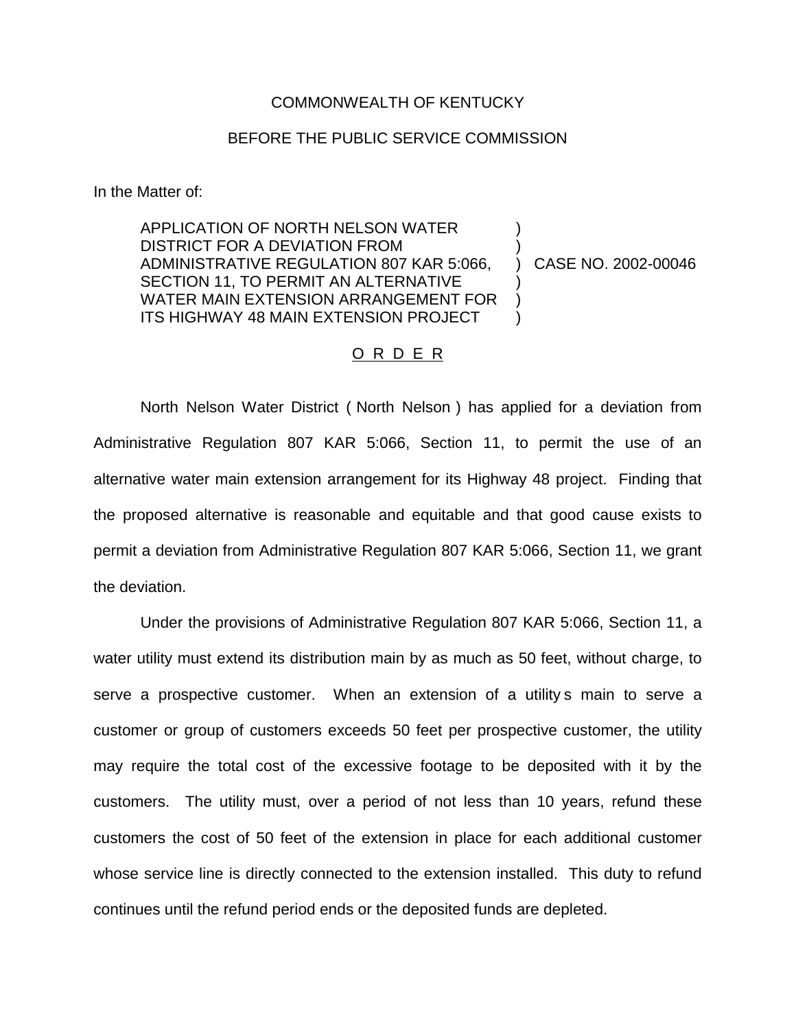COMMONWEALTH OF KENTUCKY

BEFORE THE PUBLIC SERVICE COMMISSION

In the Matter of:

| | | |
|---|---|---|
| APPLICATION OF NORTH NELSON WATER DISTRICT FOR A DEVIATION FROM ADMINISTRATIVE REGULATION 807 KAR 5:066, SECTION 11, TO PERMIT AN ALTERNATIVE WATER MAIN EXTENSION ARRANGEMENT FOR ITS HIGHWAY 48 MAIN EXTENSION PROJECT | ) | CASE NO. 2002-00046 |

## O R D E R

North Nelson Water District ( North Nelson ) has applied for a deviation from Administrative Regulation 807 KAR 5:066, Section 11, to permit the use of an alternative water main extension arrangement for its Highway 48 project. Finding that the proposed alternative is reasonable and equitable and that good cause exists to permit a deviation from Administrative Regulation 807 KAR 5:066, Section 11, we grant the deviation.

Under the provisions of Administrative Regulation 807 KAR 5:066, Section 11, a water utility must extend its distribution main by as much as 50 feet, without charge, to serve a prospective customer. When an extension of a utility s main to serve a customer or group of customers exceeds 50 feet per prospective customer, the utility may require the total cost of the excessive footage to be deposited with it by the customers. The utility must, over a period of not less than 10 years, refund these customers the cost of 50 feet of the extension in place for each additional customer whose service line is directly connected to the extension installed. This duty to refund continues until the refund period ends or the deposited funds are depleted.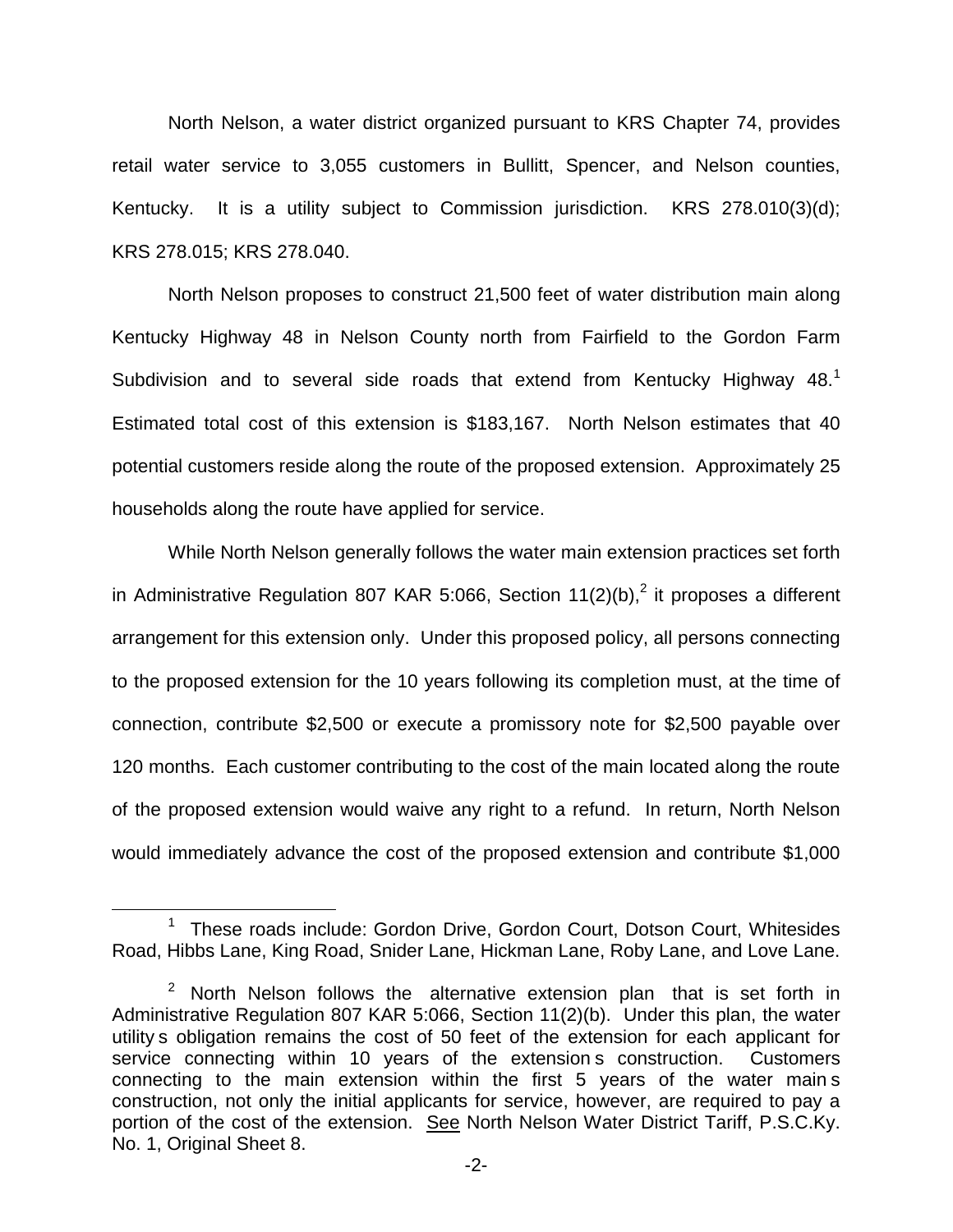North Nelson, a water district organized pursuant to KRS Chapter 74, provides retail water service to 3,055 customers in Bullitt, Spencer, and Nelson counties, Kentucky. It is a utility subject to Commission jurisdiction. KRS 278.010(3)(d); KRS 278.015; KRS 278.040.

North Nelson proposes to construct 21,500 feet of water distribution main along Kentucky Highway 48 in Nelson County north from Fairfield to the Gordon Farm Subdivision and to several side roads that extend from Kentucky Highway 48.[1] Estimated total cost of this extension is $183,167. North Nelson estimates that 40 potential customers reside along the route of the proposed extension. Approximately 25 households along the route have applied for service.

While North Nelson generally follows the water main extension practices set forth in Administrative Regulation 807 KAR 5:066, Section 11(2)(b),[2] it proposes a different arrangement for this extension only. Under this proposed policy, all persons connecting to the proposed extension for the 10 years following its completion must, at the time of connection, contribute $2,500 or execute a promissory note for $2,500 payable over 120 months. Each customer contributing to the cost of the main located along the route of the proposed extension would waive any right to a refund. In return, North Nelson would immediately advance the cost of the proposed extension and contribute $1,000

[1] These roads include: Gordon Drive, Gordon Court, Dotson Court, Whitesides Road, Hibbs Lane, King Road, Snider Lane, Hickman Lane, Roby Lane, and Love Lane.

[2] North Nelson follows the alternative extension plan that is set forth in Administrative Regulation 807 KAR 5:066, Section 11(2)(b). Under this plan, the water utility s obligation remains the cost of 50 feet of the extension for each applicant for service connecting within 10 years of the extension s construction. Customers connecting to the main extension within the first 5 years of the water main s construction, not only the initial applicants for service, however, are required to pay a portion of the cost of the extension. See North Nelson Water District Tariff, P.S.C.Ky. No. 1, Original Sheet 8.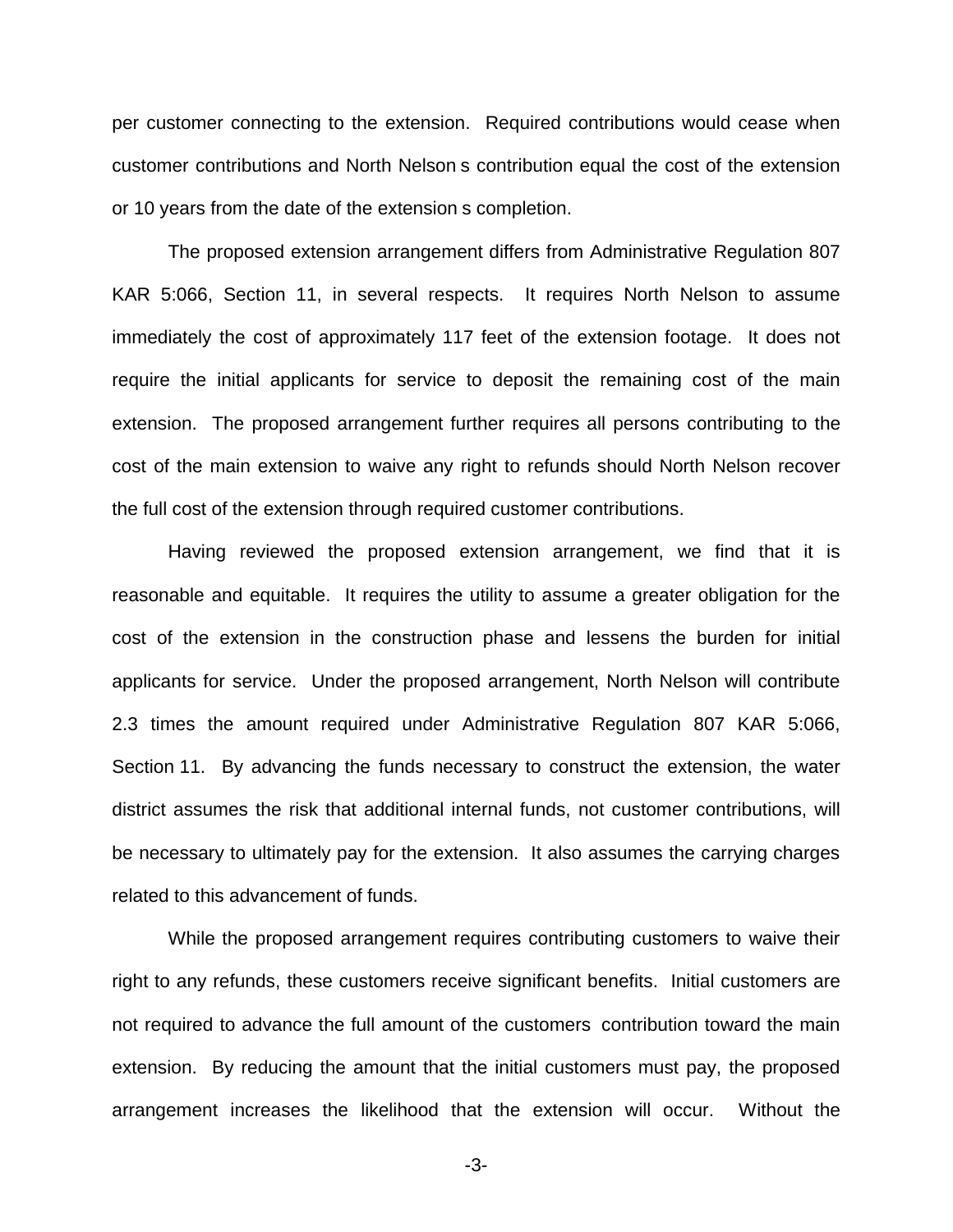per customer connecting to the extension. Required contributions would cease when customer contributions and North Nelson s contribution equal the cost of the extension or 10 years from the date of the extension s completion.

The proposed extension arrangement differs from Administrative Regulation 807 KAR 5:066, Section 11, in several respects. It requires North Nelson to assume immediately the cost of approximately 117 feet of the extension footage. It does not require the initial applicants for service to deposit the remaining cost of the main extension. The proposed arrangement further requires all persons contributing to the cost of the main extension to waive any right to refunds should North Nelson recover the full cost of the extension through required customer contributions.

Having reviewed the proposed extension arrangement, we find that it is reasonable and equitable. It requires the utility to assume a greater obligation for the cost of the extension in the construction phase and lessens the burden for initial applicants for service. Under the proposed arrangement, North Nelson will contribute 2.3 times the amount required under Administrative Regulation 807 KAR 5:066, Section 11. By advancing the funds necessary to construct the extension, the water district assumes the risk that additional internal funds, not customer contributions, will be necessary to ultimately pay for the extension. It also assumes the carrying charges related to this advancement of funds.

While the proposed arrangement requires contributing customers to waive their right to any refunds, these customers receive significant benefits. Initial customers are not required to advance the full amount of the customers contribution toward the main extension. By reducing the amount that the initial customers must pay, the proposed arrangement increases the likelihood that the extension will occur. Without the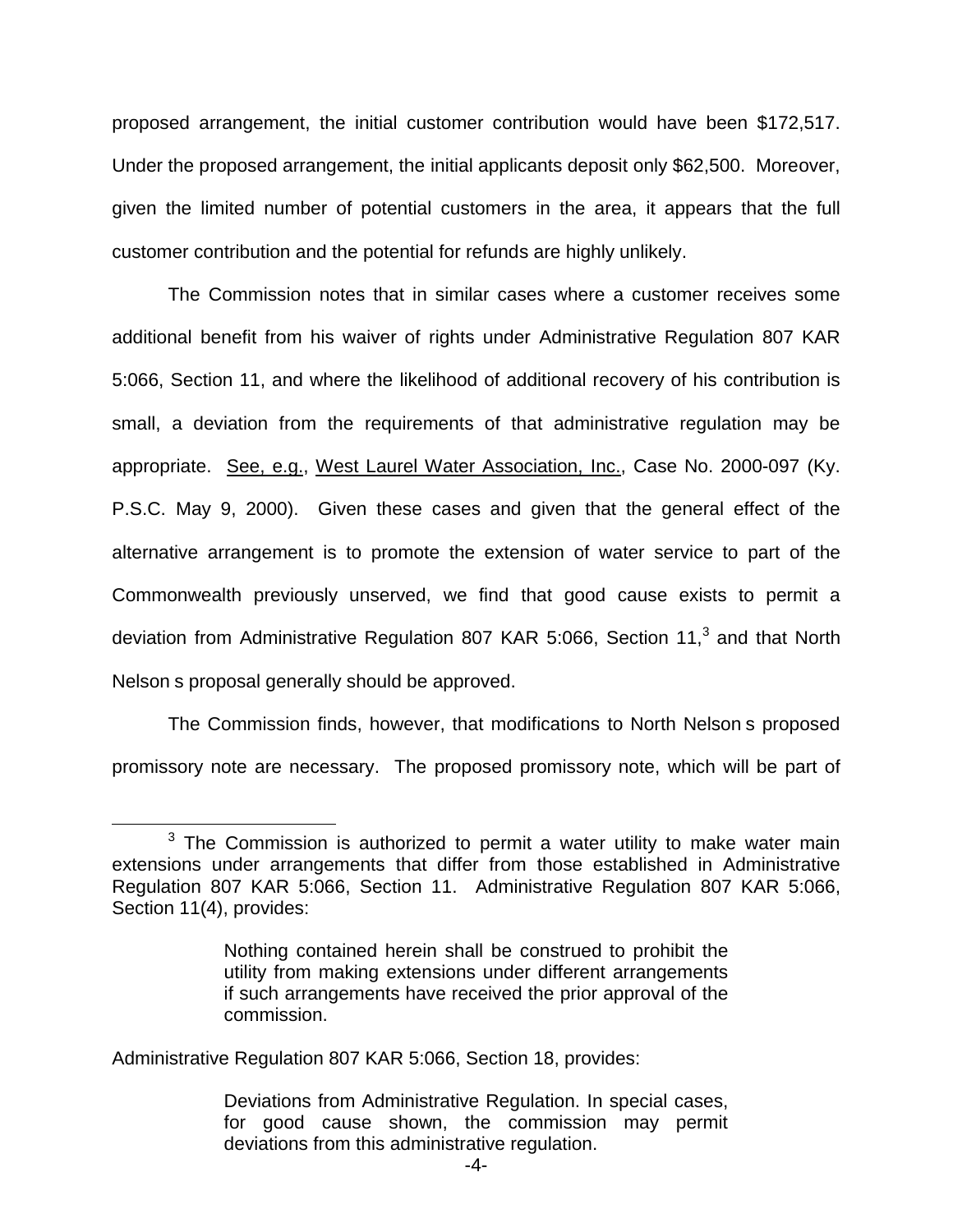proposed arrangement, the initial customer contribution would have been $172,517. Under the proposed arrangement, the initial applicants deposit only $62,500. Moreover, given the limited number of potential customers in the area, it appears that the full customer contribution and the potential for refunds are highly unlikely.

The Commission notes that in similar cases where a customer receives some additional benefit from his waiver of rights under Administrative Regulation 807 KAR 5:066, Section 11, and where the likelihood of additional recovery of his contribution is small, a deviation from the requirements of that administrative regulation may be appropriate. See, e.g., West Laurel Water Association, Inc., Case No. 2000-097 (Ky. P.S.C. May 9, 2000). Given these cases and given that the general effect of the alternative arrangement is to promote the extension of water service to part of the Commonwealth previously unserved, we find that good cause exists to permit a deviation from Administrative Regulation 807 KAR 5:066, Section 11,[3] and that North Nelson s proposal generally should be approved.

The Commission finds, however, that modifications to North Nelson s proposed promissory note are necessary. The proposed promissory note, which will be part of

---

[3] The Commission is authorized to permit a water utility to make water main extensions under arrangements that differ from those established in Administrative Regulation 807 KAR 5:066, Section 11. Administrative Regulation 807 KAR 5:066, Section 11(4), provides:

> Nothing contained herein shall be construed to prohibit the utility from making extensions under different arrangements if such arrangements have received the prior approval of the commission.

Administrative Regulation 807 KAR 5:066, Section 18, provides:

> Deviations from Administrative Regulation. In special cases, for good cause shown, the commission may permit deviations from this administrative regulation.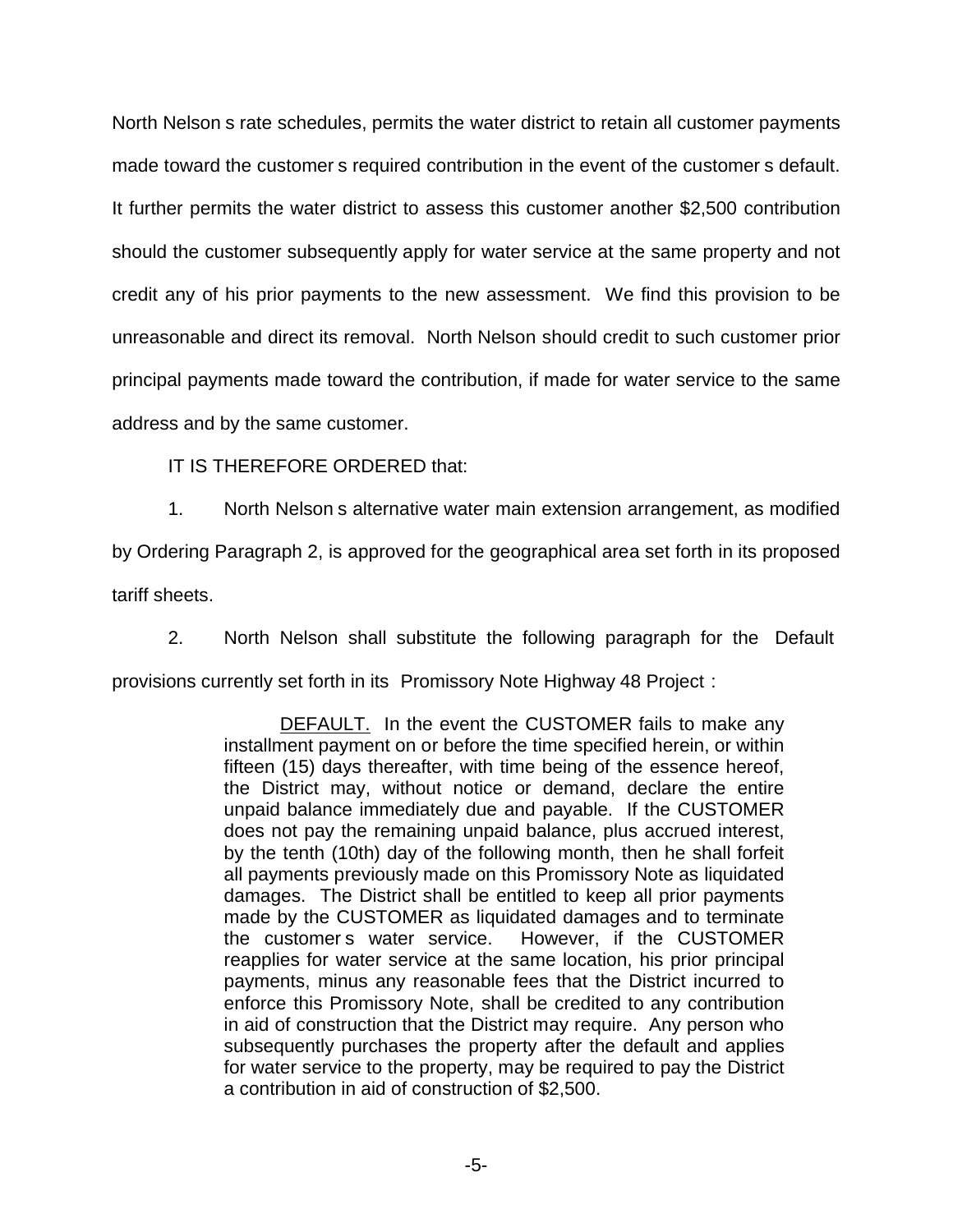North Nelson s rate schedules, permits the water district to retain all customer payments made toward the customer s required contribution in the event of the customer s default. It further permits the water district to assess this customer another $2,500 contribution should the customer subsequently apply for water service at the same property and not credit any of his prior payments to the new assessment. We find this provision to be unreasonable and direct its removal. North Nelson should credit to such customer prior principal payments made toward the contribution, if made for water service to the same address and by the same customer.

IT IS THEREFORE ORDERED that:

1. North Nelson s alternative water main extension arrangement, as modified by Ordering Paragraph 2, is approved for the geographical area set forth in its proposed tariff sheets.

2. North Nelson shall substitute the following paragraph for the Default provisions currently set forth in its Promissory Note Highway 48 Project :

> <u>DEFAULT.</u> In the event the CUSTOMER fails to make any installment payment on or before the time specified herein, or within fifteen (15) days thereafter, with time being of the essence hereof, the District may, without notice or demand, declare the entire unpaid balance immediately due and payable. If the CUSTOMER does not pay the remaining unpaid balance, plus accrued interest, by the tenth (10th) day of the following month, then he shall forfeit all payments previously made on this Promissory Note as liquidated damages. The District shall be entitled to keep all prior payments made by the CUSTOMER as liquidated damages and to terminate the customer s water service. However, if the CUSTOMER reapplies for water service at the same location, his prior principal payments, minus any reasonable fees that the District incurred to enforce this Promissory Note, shall be credited to any contribution in aid of construction that the District may require. Any person who subsequently purchases the property after the default and applies for water service to the property, may be required to pay the District a contribution in aid of construction of $2,500.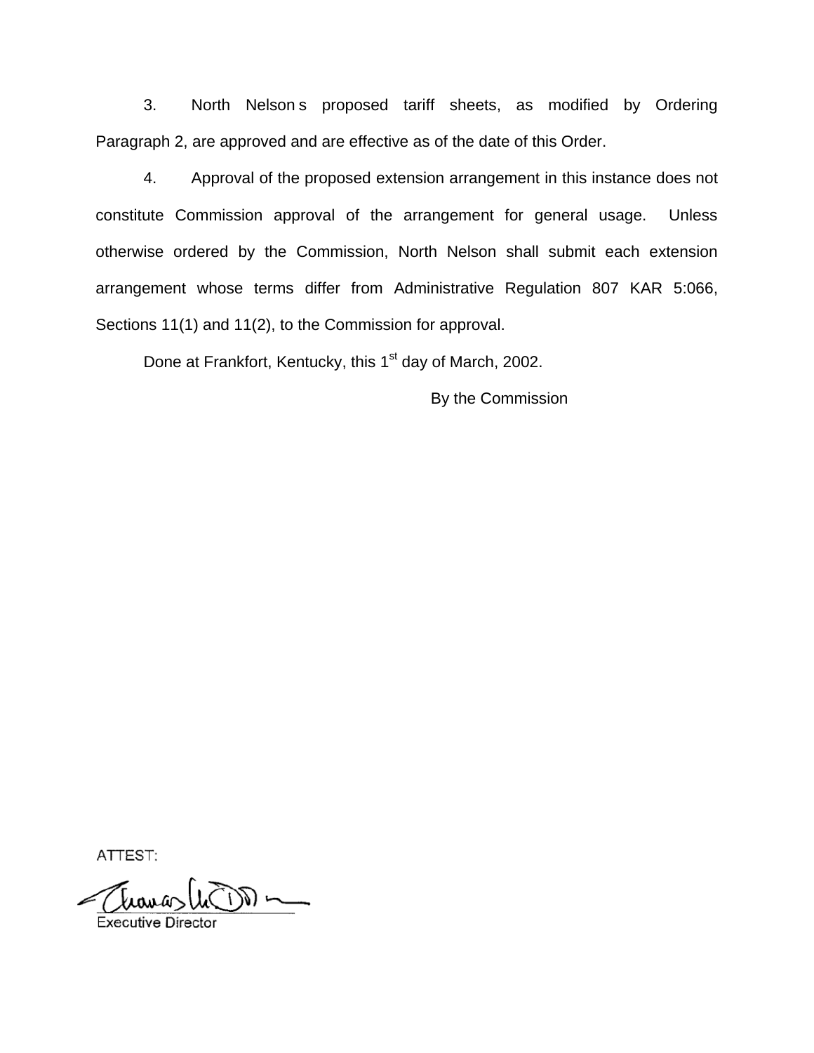3. North Nelson s proposed tariff sheets, as modified by Ordering Paragraph 2, are approved and are effective as of the date of this Order.

4. Approval of the proposed extension arrangement in this instance does not constitute Commission approval of the arrangement for general usage. Unless otherwise ordered by the Commission, North Nelson shall submit each extension arrangement whose terms differ from Administrative Regulation 807 KAR 5:066, Sections 11(1) and 11(2), to the Commission for approval.

Done at Frankfort, Kentucky, this 1st day of March, 2002.

By the Commission

ATTEST:

Executive Director